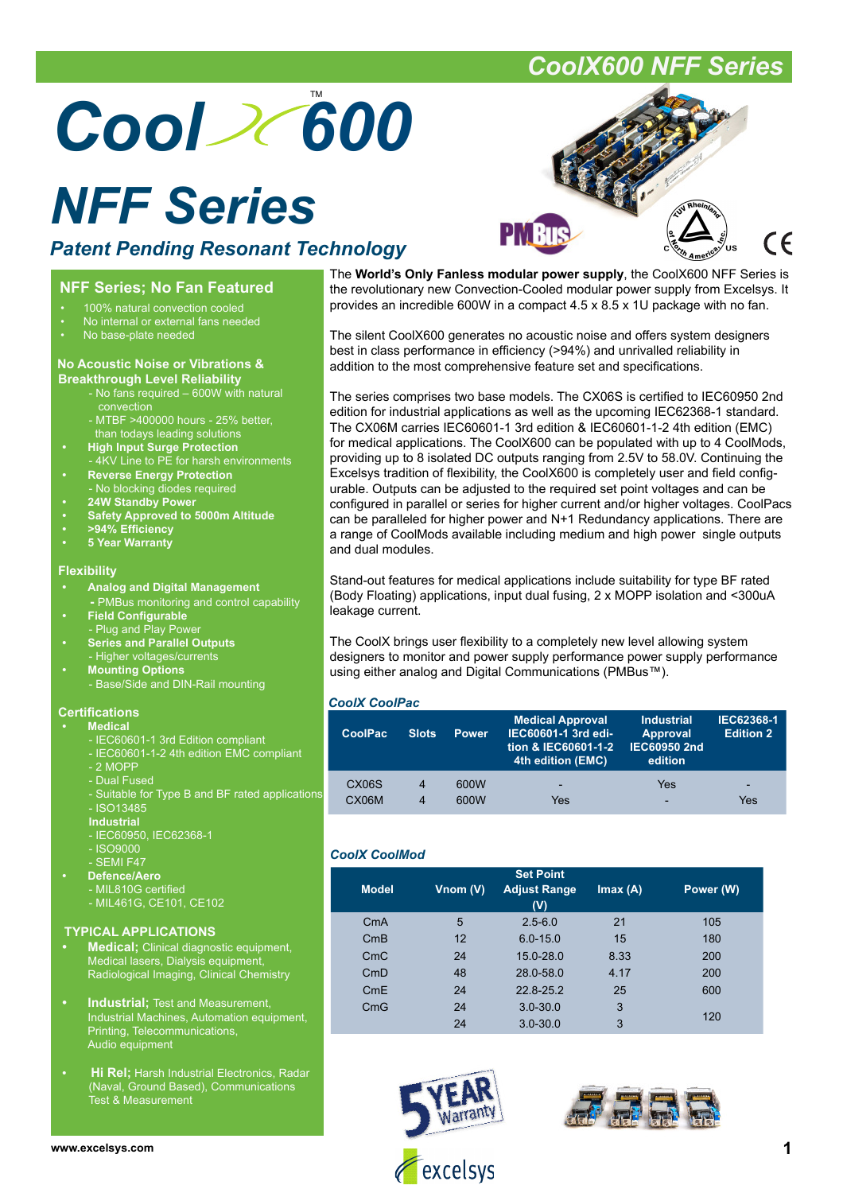# CoolX600 NFF Series

# Cool X 600™

# NFF Series

## Patent Pending Resonant Technology

## NFF Series; No Fan Featured

- 100% natural convection cooled
- No internal or external fans needed
- No base-plate needed

### No Acoustic Noise or Vibrations & Breakthrough Level Reliability

- No fans required – 600W with natural convection
- MTBF >400000 hours - 25% better, than todays leading solutions
- **High Input Surge Protection**
  - 4KV Line to PE for harsh environments
- **Reverse Energy Protection**
  - No blocking diodes required
- **24W Standby Power**
- **Safety Approved to 5000m Altitude**
- **>94% Efficiency**
- **5 Year Warranty**

### Flexibility

- **Analog and Digital Management**
  - PMBus monitoring and control capability
- **Field Configurable**
  - Plug and Play Power
- **Series and Parallel Outputs**
  - Higher voltages/currents
- **Mounting Options**
  - Base/Side and DIN-Rail mounting

### Certifications

- **Medical**
  - IEC60601-1 3rd Edition compliant
  - IEC60601-1-2 4th edition EMC compliant
  - 2 MOPP
  - Dual Fused
  - Suitable for Type B and BF rated applications
  - ISO13485
- **Industrial**
  - IEC60950, IEC62368-1
  - ISO9000
  - SEMI F47
- **Defence/Aero**
  - MIL810G certified
  - MIL461G, CE101, CE102

### TYPICAL APPLICATIONS

- **Medical;** Clinical diagnostic equipment, Medical lasers, Dialysis equipment, Radiological Imaging, Clinical Chemistry
- **Industrial;** Test and Measurement, Industrial Machines, Automation equipment, Printing, Telecommunications, Audio equipment
- **Hi Rel;** Harsh Industrial Electronics, Radar (Naval, Ground Based), Communications Test & Measurement

The **World's Only Fanless modular power supply**, the CoolX600 NFF Series is the revolutionary new Convection-Cooled modular power supply from Excelsys. It provides an incredible 600W in a compact 4.5 x 8.5 x 1U package with no fan.

The silent CoolX600 generates no acoustic noise and offers system designers best in class performance in efficiency (>94%) and unrivalled reliability in addition to the most comprehensive feature set and specifications.

The series comprises two base models. The CX06S is certified to IEC60950 2nd edition for industrial applications as well as the upcoming IEC62368-1 standard. The CX06M carries IEC60601-1 3rd edition & IEC60601-1-2 4th edition (EMC) for medical applications. The CoolX600 can be populated with up to 4 CoolMods, providing up to 8 isolated DC outputs ranging from 2.5V to 58.0V. Continuing the Excelsys tradition of flexibility, the CoolX600 is completely user and field configurable. Outputs can be adjusted to the required set point voltages and can be configured in parallel or series for higher current and/or higher voltages. CoolPacs can be paralleled for higher power and N+1 Redundancy applications. There are a range of CoolMods available including medium and high power single outputs and dual modules.

Stand-out features for medical applications include suitability for type BF rated (Body Floating) applications, input dual fusing, 2 x MOPP isolation and <300uA leakage current.

The CoolX brings user flexibility to a completely new level allowing system designers to monitor and power supply performance power supply performance using either analog and Digital Communications (PMBus™).

### CoolX CoolPac

| CoolPac | Slots | Power | Medical Approval IEC60601-1 3rd edition & IEC60601-1-2 4th edition (EMC) | Industrial Approval IEC60950 2nd edition | IEC62368-1 Edition 2 |
|---|---|---|---|---|---|
| CX06S | 4 | 600W | - | Yes | - |
| CX06M | 4 | 600W | Yes | - | Yes |

### CoolX CoolMod

| Model | Vnom (V) | Set Point Adjust Range (V) | Imax (A) | Power (W) |
|---|---|---|---|---|
| CmA | 5 | 2.5-6.0 | 21 | 105 |
| CmB | 12 | 6.0-15.0 | 15 | 180 |
| CmC | 24 | 15.0-28.0 | 8.33 | 200 |
| CmD | 48 | 28.0-58.0 | 4.17 | 200 |
| CmE | 24 | 22.8-25.2 | 25 | 600 |
| CmG | 24 | 3.0-30.0 | 3 | 120 |
| | 24 | 3.0-30.0 | 3 | |

5 YEAR Warranty

excelsys

www.excelsys.com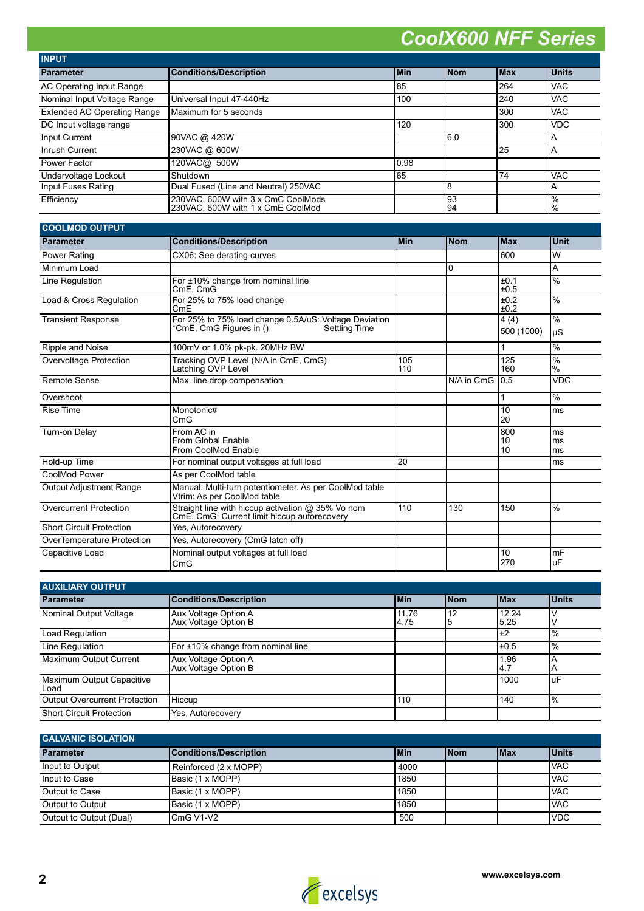## INPUT

| Parameter | Conditions/Description | Min | Nom | Max | Units |
|---|---|---|---|---|---|
| AC Operating Input Range | | 85 | | 264 | VAC |
| Nominal Input Voltage Range | Universal Input 47-440Hz | 100 | | 240 | VAC |
| Extended AC Operating Range | Maximum for 5 seconds | | | 300 | VAC |
| DC Input voltage range | | 120 | | 300 | VDC |
| Input Current | 90VAC @ 420W | | 6.0 | | A |
| Inrush Current | 230VAC @ 600W | | | 25 | A |
| Power Factor | 120VAC@ 500W | 0.98 | | | |
| Undervoltage Lockout | Shutdown | 65 | | 74 | VAC |
| Input Fuses Rating | Dual Fused (Line and Neutral) 250VAC | | 8 | | A |
| Efficiency | 230VAC, 600W with 3 x CmC CoolMods<br>230VAC, 600W with 1 x CmE CoolMod | | 93<br>94 | | %<br>% |

## COOLMOD OUTPUT

| Parameter | Conditions/Description | Min | Nom | Max | Unit |
|---|---|---|---|---|---|
| Power Rating | CX06: See derating curves | | | 600 | W |
| Minimum Load | | | 0 | | A |
| Line Regulation | For ±10% change from nominal line<br>CmE, CmG | | | ±0.1<br>±0.5 | % |
| Load & Cross Regulation | For 25% to 75% load change<br>CmE | | | ±0.2<br>±0.2 | % |
| Transient Response | For 25% to 75% load change 0.5A/uS: Voltage Deviation<br>*CmE, CmG Figures in () Settling Time | | | 4 (4)<br>500 (1000) | %<br>µS |
| Ripple and Noise | 100mV or 1.0% pk-pk. 20MHz BW | | | 1 | % |
| Overvoltage Protection | Tracking OVP Level (N/A in CmE, CmG)<br>Latching OVP Level | 105<br>110 | | 125<br>160 | %<br>% |
| Remote Sense | Max. line drop compensation | | N/A in CmG | 0.5 | VDC |
| Overshoot | | | | 1 | % |
| Rise Time | Monotonic#<br>CmG | | | 10<br>20 | ms |
| Turn-on Delay | From AC in<br>From Global Enable<br>From CoolMod Enable | | | 800<br>10<br>10 | ms<br>ms<br>ms |
| Hold-up Time | For nominal output voltages at full load | 20 | | | ms |
| CoolMod Power | As per CoolMod table | | | | |
| Output Adjustment Range | Manual: Multi-turn potentiometer. As per CoolMod table<br>Vtrim: As per CoolMod table | | | | |
| Overcurrent Protection | Straight line with hiccup activation @ 35% Vo nom<br>CmE, CmG: Current limit hiccup autorecovery | 110 | 130 | 150 | % |
| Short Circuit Protection | Yes, Autorecovery | | | | |
| OverTemperature Protection | Yes, Autorecovery (CmG latch off) | | | | |
| Capacitive Load | Nominal output voltages at full load<br>CmG | | | 10<br>270 | mF<br>uF |

## AUXILIARY OUTPUT

| Parameter | Conditions/Description | Min | Nom | Max | Units |
|---|---|---|---|---|---|
| Nominal Output Voltage | Aux Voltage Option A<br>Aux Voltage Option B | 11.76<br>4.75 | 12<br>5 | 12.24<br>5.25 | V<br>V |
| Load Regulation | | | | ±2 | % |
| Line Regulation | For ±10% change from nominal line | | | ±0.5 | % |
| Maximum Output Current | Aux Voltage Option A<br>Aux Voltage Option B | | | 1.96<br>4.7 | A<br>A |
| Maximum Output Capacitive Load | | | | 1000 | uF |
| Output Overcurrent Protection | Hiccup | 110 | | 140 | % |
| Short Circuit Protection | Yes, Autorecovery | | | | |

## GALVANIC ISOLATION

| Parameter | Conditions/Description | Min | Nom | Max | Units |
|---|---|---|---|---|---|
| Input to Output | Reinforced (2 x MOPP) | 4000 | | | VAC |
| Input to Case | Basic (1 x MOPP) | 1850 | | | VAC |
| Output to Case | Basic (1 x MOPP) | 1850 | | | VAC |
| Output to Output | Basic (1 x MOPP) | 1850 | | | VAC |
| Output to Output (Dual) | CmG V1-V2 | 500 | | | VDC |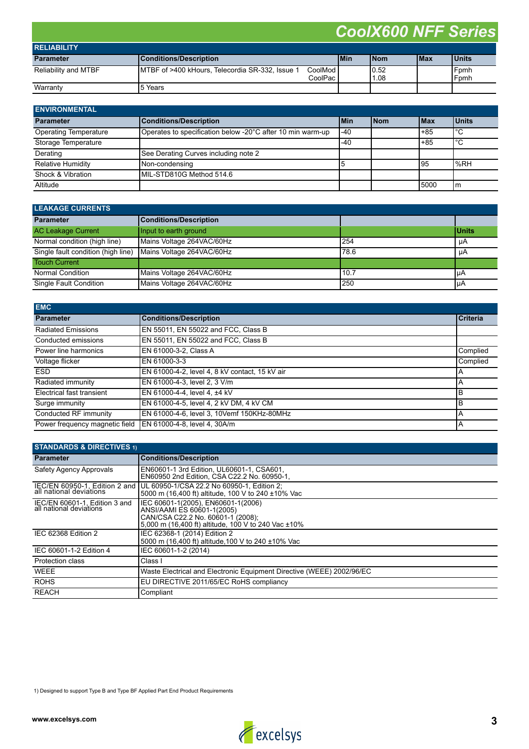# CoolX600 NFF Series

| RELIABILITY | | | | | |
|---|---|---|---|---|---|
| **Parameter** | **Conditions/Description** | **Min** | **Nom** | **Max** | **Units** |
| Reliability and MTBF | MTBF of >400 kHours, Telecordia SR-332, Issue 1 CoolMod<br>CoolPac | | 0.52<br>1.08 | | Fpmh<br>Fpmh |
| Warranty | 5 Years | | | | |

| ENVIRONMENTAL | | | | | |
|---|---|---|---|---|---|
| **Parameter** | **Conditions/Description** | **Min** | **Nom** | **Max** | **Units** |
| Operating Temperature | Operates to specification below -20°C after 10 min warm-up | -40 | | +85 | °C |
| Storage Temperature | | -40 | | +85 | °C |
| Derating | See Derating Curves including note 2 | | | | |
| Relative Humidity | Non-condensing | 5 | | 95 | %RH |
| Shock & Vibration | MIL-STD810G Method 514.6 | | | | |
| Altitude | | | | 5000 | m |

| LEAKAGE CURRENTS | | | |
|---|---|---|---|
| **Parameter** | **Conditions/Description** | | |
| AC Leakage Current | Input to earth ground | | **Units** |
| Normal condition (high line) | Mains Voltage 264VAC/60Hz | 254 | µA |
| Single fault condition (high line) | Mains Voltage 264VAC/60Hz | 78.6 | µA |
| Touch Current | | | |
| Normal Condition | Mains Voltage 264VAC/60Hz | 10.7 | µA |
| Single Fault Condition | Mains Voltage 264VAC/60Hz | 250 | µA |

| EMC | | |
|---|---|---|
| **Parameter** | **Conditions/Description** | **Criteria** |
| Radiated Emissions | EN 55011, EN 55022 and FCC, Class B | |
| Conducted emissions | EN 55011, EN 55022 and FCC, Class B | |
| Power line harmonics | EN 61000-3-2, Class A | Complied |
| Voltage flicker | EN 61000-3-3 | Complied |
| ESD | EN 61000-4-2, level 4, 8 kV contact, 15 kV air | A |
| Radiated immunity | EN 61000-4-3, level 2, 3 V/m | A |
| Electrical fast transient | EN 61000-4-4, level 4, ±4 kV | B |
| Surge immunity | EN 61000-4-5, level 4, 2 kV DM, 4 kV CM | B |
| Conducted RF immunity | EN 61000-4-6, level 3, 10Vemf 150KHz-80MHz | A |
| Power frequency magnetic field | EN 61000-4-8, level 4, 30A/m | A |

| STANDARDS & DIRECTIVES 1) | |
|---|---|
| **Parameter** | **Conditions/Description** |
| Safety Agency Approvals | EN60601-1 3rd Edition, UL60601-1, CSA601,<br>EN60950 2nd Edition, CSA C22.2 No. 60950-1, |
| IEC/EN 60950-1, Edition 2 and all national deviations | UL 60950-1/CSA 22.2 No 60950-1, Edition 2;<br>5000 m (16,400 ft) altitude, 100 V to 240 ±10% Vac |
| IEC/EN 60601-1, Edition 3 and all national deviations | IEC 60601-1(2005), EN60601-1(2006)<br>ANSI/AAMI ES 60601-1(2005)<br>CAN/CSA C22.2 No. 60601-1 (2008);<br>5,000 m (16,400 ft) altitude, 100 V to 240 Vac ±10% |
| IEC 62368 Edition 2 | IEC 62368-1 (2014) Edition 2<br>5000 m (16,400 ft) altitude,100 V to 240 ±10% Vac |
| IEC 60601-1-2 Edition 4 | IEC 60601-1-2 (2014) |
| Protection class | Class I |
| WEEE | Waste Electrical and Electronic Equipment Directive (WEEE) 2002/96/EC |
| ROHS | EU DIRECTIVE 2011/65/EC RoHS compliancy |
| REACH | Compliant |

1) Designed to support Type B and Type BF Applied Part End Product Requirements

www.excelsys.com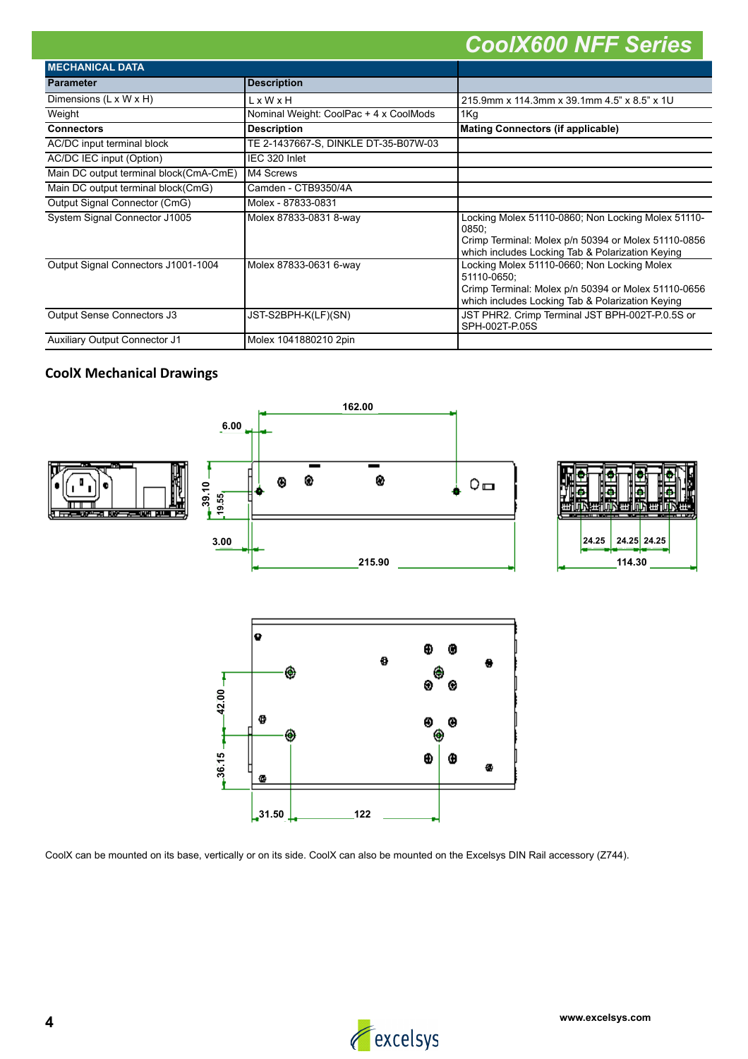## MECHANICAL DATA

| Parameter | Description | |
|---|---|---|
| Dimensions (L x W x H) | L x W x H | 215.9mm x 114.3mm x 39.1mm 4.5" x 8.5" x 1U |
| Weight | Nominal Weight: CoolPac + 4 x CoolMods | 1Kg |
| **Connectors** | **Description** | **Mating Connectors (if applicable)** |
| AC/DC input terminal block | TE 2-1437667-S, DINKLE DT-35-B07W-03 | |
| AC/DC IEC input (Option) | IEC 320 Inlet | |
| Main DC output terminal block(CmA-CmE) | M4 Screws | |
| Main DC output terminal block(CmG) | Camden - CTB9350/4A | |
| Output Signal Connector (CmG) | Molex - 87833-0831 | |
| System Signal Connector J1005 | Molex 87833-0831 8-way | Locking Molex 51110-0860; Non Locking Molex 51110-0850; Crimp Terminal: Molex p/n 50394 or Molex 51110-0856 which includes Locking Tab & Polarization Keying |
| Output Signal Connectors J1001-1004 | Molex 87833-0631 6-way | Locking Molex 51110-0660; Non Locking Molex 51110-0650; Crimp Terminal: Molex p/n 50394 or Molex 51110-0656 which includes Locking Tab & Polarization Keying |
| Output Sense Connectors J3 | JST-S2BPH-K(LF)(SN) | JST PHR2. Crimp Terminal JST BPH-002T-P.0.5S or SPH-002T-P.05S |
| Auxiliary Output Connector J1 | Molex 1041880210 2pin | |

## CoolX Mechanical Drawings

CoolX can be mounted on its base, vertically or on its side. CoolX can also be mounted on the Excelsys DIN Rail accessory (Z744).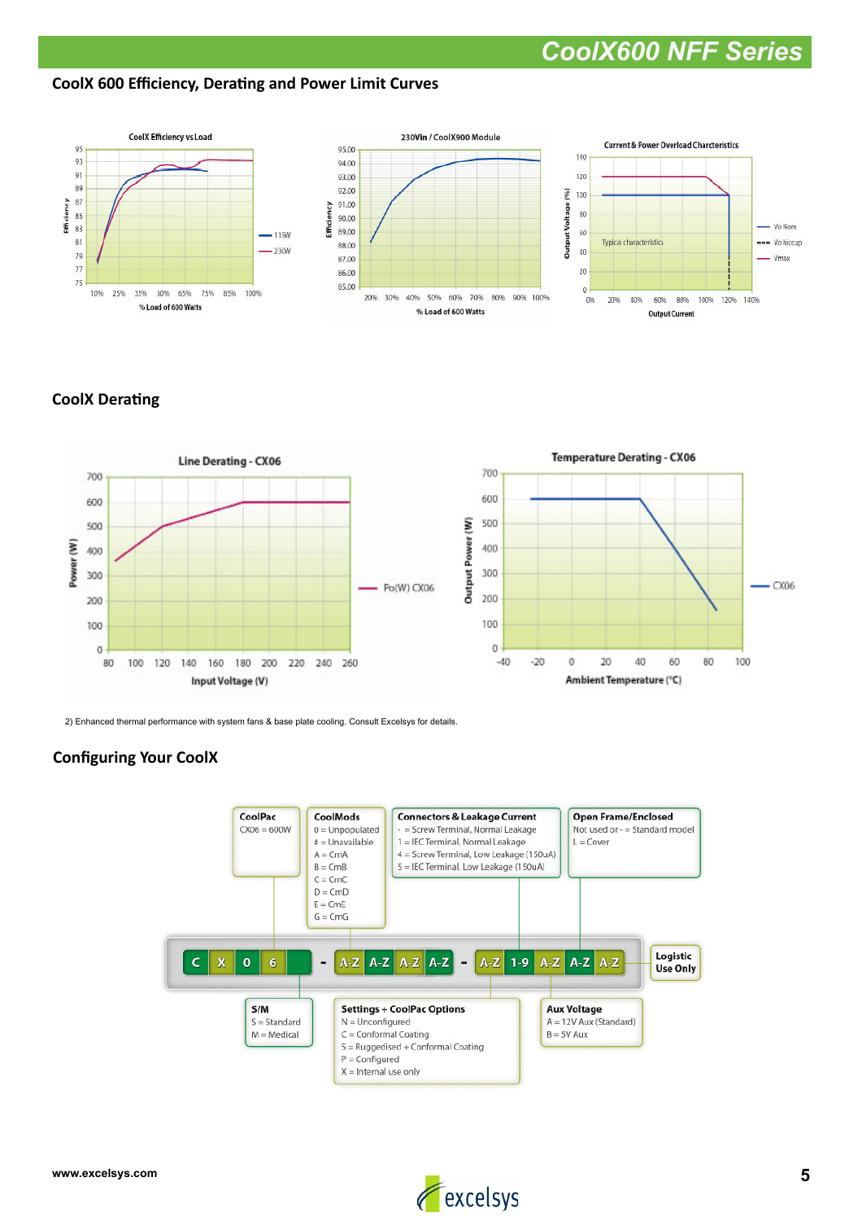# CoolX600 NFF Series

## CoolX 600 Efficiency, Derating and Power Limit Curves

CoolX Efficiency vs Load

Efficiency

95, 93, 91, 89, 87, 85, 83, 81, 79, 77, 75

10% 25% 35% 50% 65% 75% 85% 100%

% Load of 600 Watts

115W
230W

230Vin / CoolX900 Module

Efficiency

95.00, 94.00, 93.00, 92.00, 91.00, 90.00, 89.00, 88.00, 87.00, 86.00, 85.00

20% 30% 40% 50% 60% 70% 80% 90% 100%

% Load of 600 Watts

Current & Power Overload Charcteristics

Output Voltage (%)

140, 120, 100, 80, 60, 40, 20, 0

0% 20% 40% 60% 80% 100% 120% 140%

Output Current

Typical characteristics

Vo Nom
Vo hiccup
Vmax

## CoolX Derating

Line Derating - CX06

Power (W)

700, 600, 500, 400, 300, 200, 100, 0

80 100 120 140 160 180 200 220 240 260

Input Voltage (V)

Po(W) CX06

Temperature Derating - CX06

Output Power (W)

700, 600, 500, 400, 300, 200, 100, 0

-40 -20 0 20 40 60 80 100

Ambient Temperature (°C)

CX06

2) Enhanced thermal performance with system fans & base plate cooling. Consult Excelsys for details.

## Configuring Your CoolX

C X 0 6 [ ] - A-Z A-Z A-Z A-Z - A-Z 1-9 A-Z A-Z A-Z

**CoolPac**
CX06 = 600W

**CoolMods**
0 = Unpopulated
# = Unavailable
A = CmA
B = CmB
C = CmC
D = CmD
E = CmE
G = CmG

**Connectors & Leakage Current**
- = Screw Terminal, Normal Leakage
1 = IEC Terminal, Normal Leakage
4 = Screw Terminal, Low Leakage (150uA)
5 = IEC Terminal, Low Leakage (150uA)

**Open Frame/Enclosed**
Not used or - = Standard model
L = Cover

**Logistic Use Only**

**S/M**
S = Standard
M = Medical

**Settings + CoolPac Options**
N = Unconfigured
C = Conformal Coating
S = Ruggedised + Conformal Coating
P = Configured
X = Internal use only

**Aux Voltage**
A = 12V Aux (Standard)
B = 5V Aux

www.excelsys.com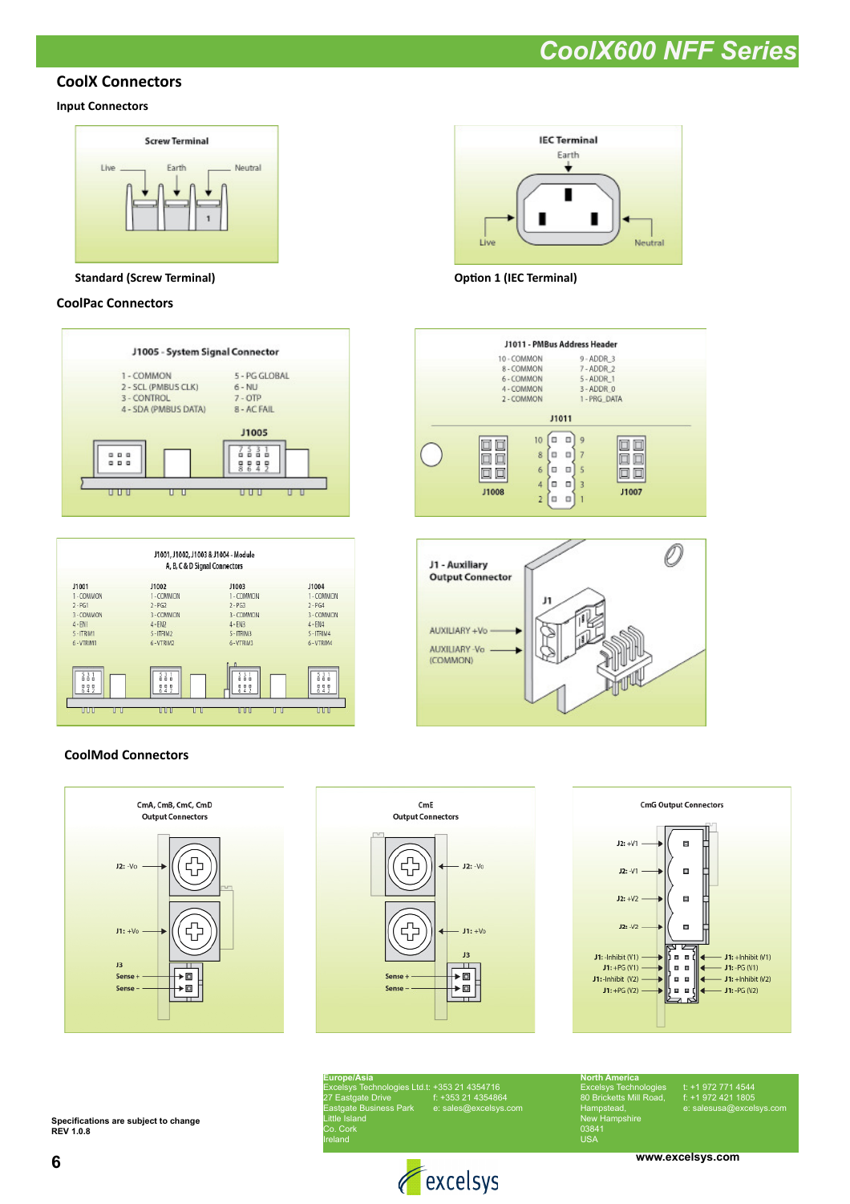## CoolX Connectors

### Input Connectors

Screw Terminal

Live Earth Neutral

1

Standard (Screw Terminal)

IEC Terminal

Earth

Live Neutral

Option 1 (IEC Terminal)

### CoolPac Connectors

J1005 - System Signal Connector

1 - COMMON
2 - SCL (PMBUS CLK)
3 - CONTROL
4 - SDA (PMBUS DATA)
5 - PG GLOBAL
6 - NU
7 - OTP
8 - AC FAIL

J1005

J1011 - PMBus Address Header

10 - COMMON
8 - COMMON
6 - COMMON
4 - COMMON
2 - COMMON
9 - ADDR_3
7 - ADDR_2
5 - ADDR_1
3 - ADDR_0
1 - PRG_DATA

J1011

J1008 J1007

J1001, J1002, J1003 & J1004 - Module A, B, C & D Signal Connectors

| J1001 | J1002 | J1003 | J1004 |
|---|---|---|---|
| 1 - COMMON | 1 - COMMON | 1 - COMMON | 1 - COMMON |
| 2 - PG1 | 2 - PG2 | 2 - PG3 | 2 - PG4 |
| 3 - COMMON | 3 - COMMON | 3 - COMMON | 3 - COMMON |
| 4 - EN1 | 4 - EN2 | 4 - EN3 | 4 - EN4 |
| 5 - ITRIM1 | 5 - ITRIM2 | 5 - ITRIM3 | 5 - ITRIM4 |
| 6 - VTRIM1 | 6 - VTRIM2 | 6 - VTRIM3 | 6 - VTRIM4 |

J1 - Auxiliary Output Connector

J1

AUXILIARY +Vo

AUXILIARY -Vo (COMMON)

### CoolMod Connectors

CmA, CmB, CmC, CmD Output Connectors

J2: -Vo
J1: +Vo
J3
Sense +
Sense –

CmE Output Connectors

J2: -Vo
J1: +Vo
J3
Sense +
Sense –

CmG Output Connectors

J2: +V1
J2: -V1
J2: +V2
J2: -V2
J1: -Inhibit (V1)
J1: +PG (V1)
J1: -Inhibit (V2)
J1: +PG (V2)
J1: +Inhibit (V1)
J1: -PG (V1)
J1: +Inhibit (V2)
J1: -PG (V2)

Specifications are subject to change
REV 1.0.8

**Europe/Asia**
Excelsys Technologies Ltd.
27 Eastgate Drive
Eastgate Business Park
Little Island
Co. Cork
Ireland
t: +353 21 4354716
f: +353 21 4354864
e: sales@excelsys.com

**North America**
Excelsys Technologies
80 Bricketts Mill Road,
Hampstead,
New Hampshire
03841
USA
t: +1 972 771 4544
f: +1 972 421 1805
e: salesusa@excelsys.com

www.excelsys.com

excelsys